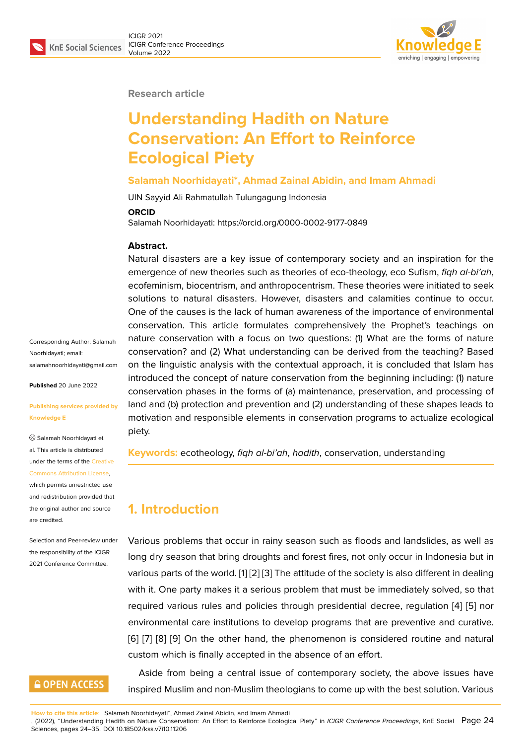Research article

# Understanding Hadith on Nature Conservation: An Effort to Reinforce Ecological Piety

**Salamah Noorhidayati*, Ahmad Zainal Abidin, and Imam Ahmadi**

UIN Sayyid Ali Rahmatullah Tulungagung Indonesia

**ORCID**

Salamah Noorhidayati: https://orcid.org/0000-0002-9177-0849

Corresponding Author: Salamah Noorhidayati; email: salamahnoorhidayati@gmail.com

**Published** 20 June 2022

**Publishing services provided by Knowledge E**

© Salamah Noorhidayati et al. This article is distributed under the terms of the Creative Commons Attribution License, which permits unrestricted use and redistribution provided that the original author and source are credited.

Selection and Peer-review under the responsibility of the ICIGR 2021 Conference Committee.

**Abstract.**

Natural disasters are a key issue of contemporary society and an inspiration for the emergence of new theories such as theories of eco-theology, eco Sufism, *fiqh al-bi'ah*, ecofeminism, biocentrism, and anthropocentrism. These theories were initiated to seek solutions to natural disasters. However, disasters and calamities continue to occur. One of the causes is the lack of human awareness of the importance of environmental conservation. This article formulates comprehensively the Prophet's teachings on nature conservation with a focus on two questions: (1) What are the forms of nature conservation? and (2) What understanding can be derived from the teaching? Based on the linguistic analysis with the contextual approach, it is concluded that Islam has introduced the concept of nature conservation from the beginning including: (1) nature conservation phases in the forms of (a) maintenance, preservation, and processing of land and (b) protection and prevention and (2) understanding of these shapes leads to motivation and responsible elements in conservation programs to actualize ecological piety.

**Keywords:** ecotheology, *fiqh al-bi'ah*, *hadith*, conservation, understanding

## 1. Introduction

Various problems that occur in rainy season such as floods and landslides, as well as long dry season that bring droughts and forest fires, not only occur in Indonesia but in various parts of the world. [1] [2] [3] The attitude of the society is also different in dealing with it. One party makes it a serious problem that must be immediately solved, so that required various rules and policies through presidential decree, regulation [4] [5] nor environmental care institutions to develop programs that are preventive and curative. [6] [7] [8] [9] On the other hand, the phenomenon is considered routine and natural custom which is finally accepted in the absence of an effort.

Aside from being a central issue of contemporary society, the above issues have inspired Muslim and non-Muslim theologians to come up with the best solution. Various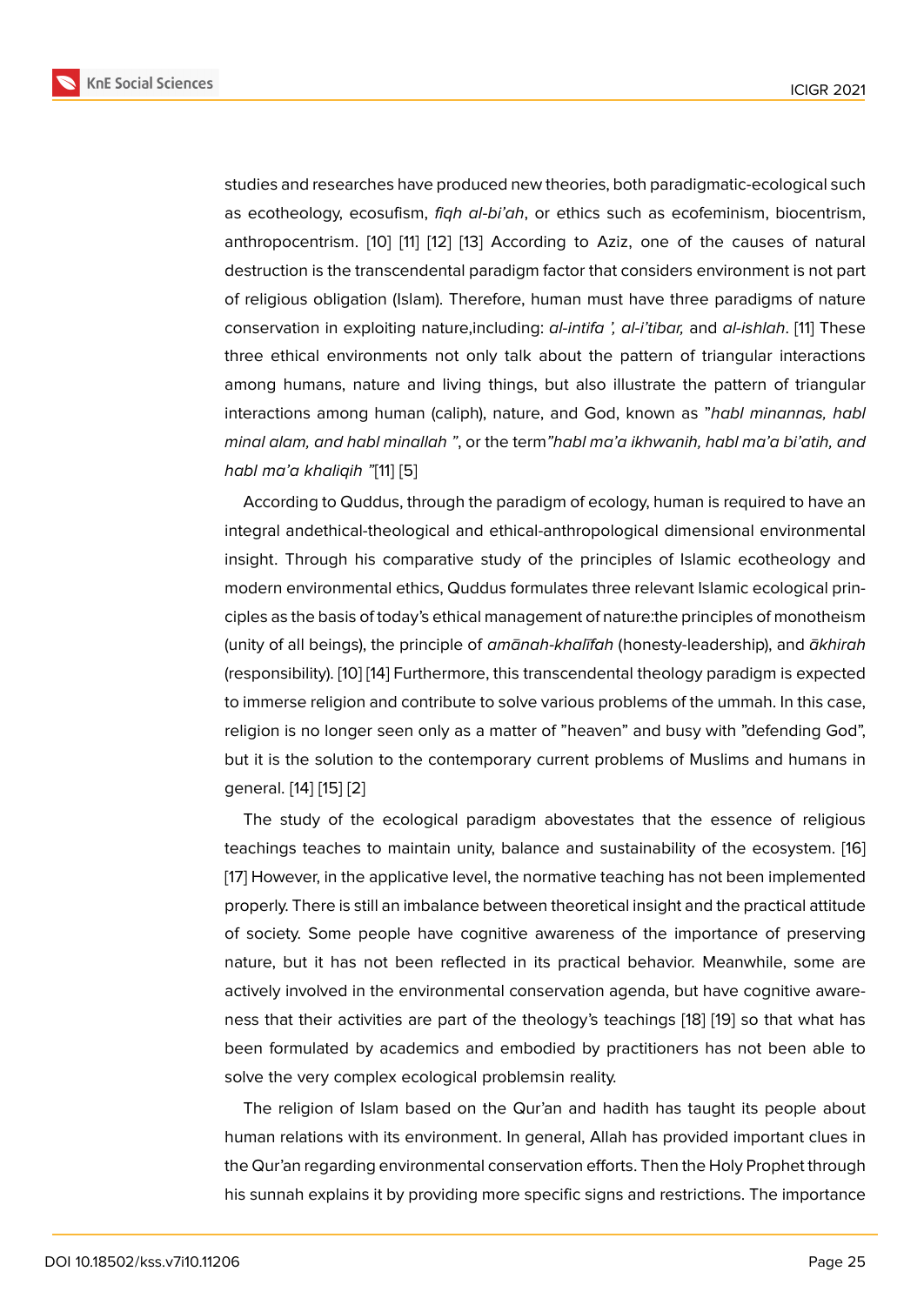studies and researches have produced new theories, both paradigmatic-ecological such as ecotheology, ecosufism, *fiqh al-bi'ah*, or ethics such as ecofeminism, biocentrism, anthropocentrism. [10] [11] [12] [13] According to Aziz, one of the causes of natural destruction is the transcendental paradigm factor that considers environment is not part of religious obligation (Islam). Therefore, human must have three paradigms of nature conservation in exploiting nature,including: *al-intifa ', al-i'tibar,* and *al-ishlah*. [11] These three ethical environments not only talk about the pattern of triangular interactions among humans, nature and living things, but also illustrate the pattern of triangular interactions among human (caliph), nature, and God, known as "*habl minannas, habl minal alam, and habl minallah* ", or the term"*habl ma'a ikhwanih, habl ma'a bi'atih, and habl ma'a khaliqih* "[11] [5]

According to Quddus, through the paradigm of ecology, human is required to have an integral andethical-theological and ethical-anthropological dimensional environmental insight. Through his comparative study of the principles of Islamic ecotheology and modern environmental ethics, Quddus formulates three relevant Islamic ecological principles as the basis of today's ethical management of nature:the principles of monotheism (unity of all beings), the principle of *amānah-khalīfah* (honesty-leadership), and *ākhirah* (responsibility). [10] [14] Furthermore, this transcendental theology paradigm is expected to immerse religion and contribute to solve various problems of the ummah. In this case, religion is no longer seen only as a matter of "heaven" and busy with "defending God", but it is the solution to the contemporary current problems of Muslims and humans in general. [14] [15] [2]

The study of the ecological paradigm abovestates that the essence of religious teachings teaches to maintain unity, balance and sustainability of the ecosystem. [16] [17] However, in the applicative level, the normative teaching has not been implemented properly. There is still an imbalance between theoretical insight and the practical attitude of society. Some people have cognitive awareness of the importance of preserving nature, but it has not been reflected in its practical behavior. Meanwhile, some are actively involved in the environmental conservation agenda, but have cognitive awareness that their activities are part of the theology's teachings [18] [19] so that what has been formulated by academics and embodied by practitioners has not been able to solve the very complex ecological problemsin reality.

The religion of Islam based on the Qur'an and hadith has taught its people about human relations with its environment. In general, Allah has provided important clues in the Qur'an regarding environmental conservation efforts. Then the Holy Prophet through his sunnah explains it by providing more specific signs and restrictions. The importance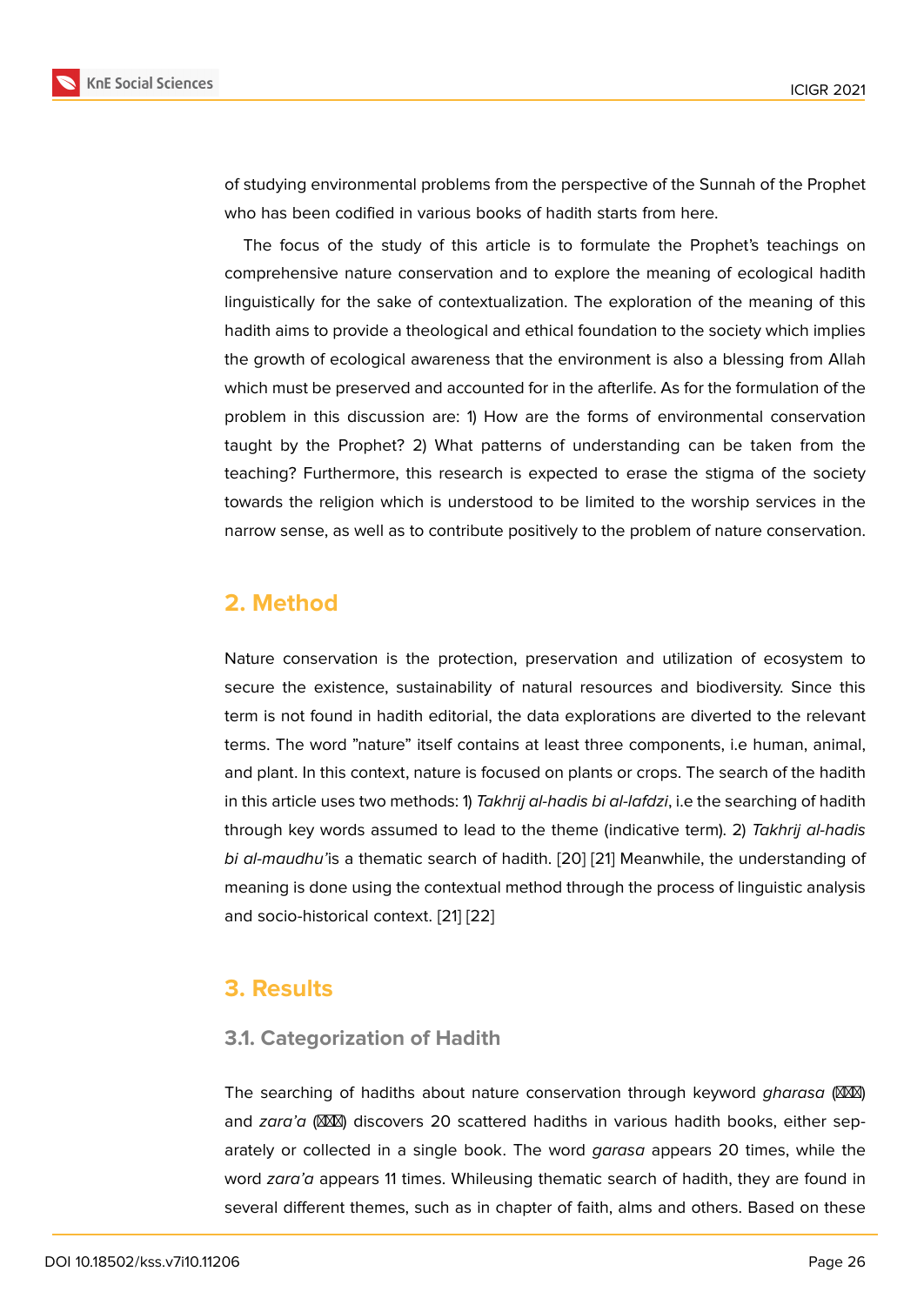of studying environmental problems from the perspective of the Sunnah of the Prophet who has been codified in various books of hadith starts from here.

The focus of the study of this article is to formulate the Prophet's teachings on comprehensive nature conservation and to explore the meaning of ecological hadith linguistically for the sake of contextualization. The exploration of the meaning of this hadith aims to provide a theological and ethical foundation to the society which implies the growth of ecological awareness that the environment is also a blessing from Allah which must be preserved and accounted for in the afterlife. As for the formulation of the problem in this discussion are: 1) How are the forms of environmental conservation taught by the Prophet? 2) What patterns of understanding can be taken from the teaching? Furthermore, this research is expected to erase the stigma of the society towards the religion which is understood to be limited to the worship services in the narrow sense, as well as to contribute positively to the problem of nature conservation.

## 2. Method

Nature conservation is the protection, preservation and utilization of ecosystem to secure the existence, sustainability of natural resources and biodiversity. Since this term is not found in hadith editorial, the data explorations are diverted to the relevant terms. The word "nature" itself contains at least three components, i.e human, animal, and plant. In this context, nature is focused on plants or crops. The search of the hadith in this article uses two methods: 1) *Takhrij al-hadis bi al-lafdzi*, i.e the searching of hadith through key words assumed to lead to the theme (indicative term). 2) *Takhrij al-hadis bi al-maudhu'*is a thematic search of hadith. [20] [21] Meanwhile, the understanding of meaning is done using the contextual method through the process of linguistic analysis and socio-historical context. [21] [22]

## 3. Results

### 3.1. Categorization of Hadith

The searching of hadiths about nature conservation through keyword *gharasa* (غرس) and *zara'a* (زرع) discovers 20 scattered hadiths in various hadith books, either separately or collected in a single book. The word *garasa* appears 20 times, while the word *zara'a* appears 11 times. Whileusing thematic search of hadith, they are found in several different themes, such as in chapter of faith, alms and others. Based on these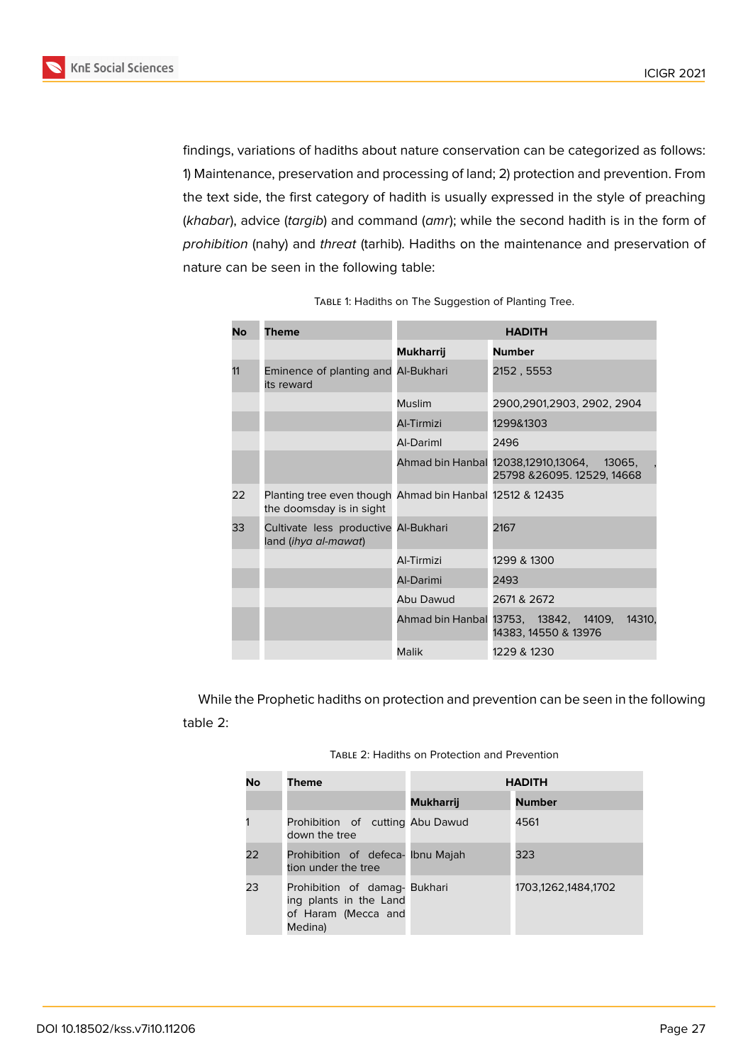findings, variations of hadiths about nature conservation can be categorized as follows: 1) Maintenance, preservation and processing of land; 2) protection and prevention. From the text side, the first category of hadith is usually expressed in the style of preaching (*khabar*), advice (*targib*) and command (*amr*); while the second hadith is in the form of *prohibition* (nahy) and *threat* (tarhib). Hadiths on the maintenance and preservation of nature can be seen in the following table:

Table 1: Hadiths on The Suggestion of Planting Tree.

| No | Theme | HADITH | |
|---|---|---|---|
| | | **Mukharrij** | **Number** |
| 11 | Eminence of planting and its reward | Al-Bukhari | 2152 , 5553 |
| | | Muslim | 2900,2901,2903, 2902, 2904 |
| | | Al-Tirmizi | 1299&1303 |
| | | Al-Dariml | 2496 |
| | | Ahmad bin Hanbal | 12038,12910,13064, 13065, , 25798 &26095. 12529, 14668 |
| 22 | Planting tree even though the doomsday is in sight | Ahmad bin Hanbal | 12512 & 12435 |
| 33 | Cultivate less productive land (*ihya al-mawat*) | Al-Bukhari | 2167 |
| | | Al-Tirmizi | 1299 & 1300 |
| | | Al-Darimi | 2493 |
| | | Abu Dawud | 2671 & 2672 |
| | | Ahmad bin Hanbal | 13753, 13842, 14109, 14310, 14383, 14550 & 13976 |
| | | Malik | 1229 & 1230 |

While the Prophetic hadiths on protection and prevention can be seen in the following table 2:

Table 2: Hadiths on Protection and Prevention

| No | Theme | HADITH | |
|---|---|---|---|
| | | **Mukharrij** | **Number** |
| 1 | Prohibition of cutting down the tree | Abu Dawud | 4561 |
| 22 | Prohibition of defecation under the tree | Ibnu Majah | 323 |
| 23 | Prohibition of damaging plants in the Land of Haram (Mecca and Medina) | Bukhari | 1703,1262,1484,1702 |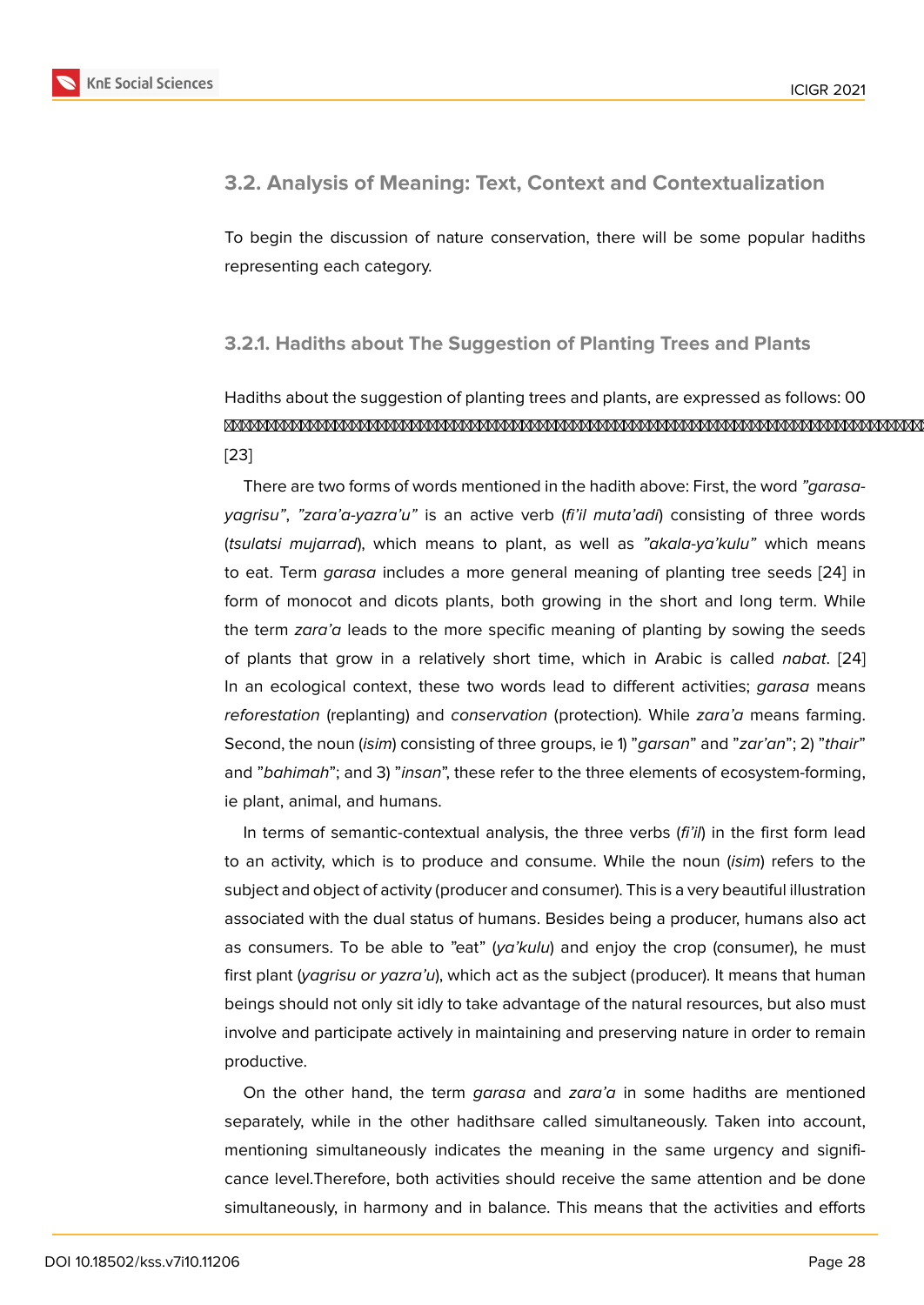## 3.2. Analysis of Meaning: Text, Context and Contextualization

To begin the discussion of nature conservation, there will be some popular hadiths representing each category.

### 3.2.1. Hadiths about The Suggestion of Planting Trees and Plants

Hadiths about the suggestion of planting trees and plants, are expressed as follows: 00

[23]

There are two forms of words mentioned in the hadith above: First, the word *"garasa-yagrisu"*, *"zara'a-yazra'u"* is an active verb (*fi'il muta'adi*) consisting of three words (*tsulatsi mujarrad*), which means to plant, as well as *"akala-ya'kulu"* which means to eat. Term *garasa* includes a more general meaning of planting tree seeds [24] in form of monocot and dicots plants, both growing in the short and long term. While the term *zara'a* leads to the more specific meaning of planting by sowing the seeds of plants that grow in a relatively short time, which in Arabic is called *nabat*. [24] In an ecological context, these two words lead to different activities; *garasa* means *reforestation* (replanting) and *conservation* (protection). While *zara'a* means farming. Second, the noun (*isim*) consisting of three groups, ie 1) "*garsan*" and "*zar'an*"; 2) "*thair*" and "*bahimah*"; and 3) "*insan*", these refer to the three elements of ecosystem-forming, ie plant, animal, and humans.

In terms of semantic-contextual analysis, the three verbs (*fi'il*) in the first form lead to an activity, which is to produce and consume. While the noun (*isim*) refers to the subject and object of activity (producer and consumer). This is a very beautiful illustration associated with the dual status of humans. Besides being a producer, humans also act as consumers. To be able to "eat" (*ya'kulu*) and enjoy the crop (consumer), he must first plant (*yagrisu or yazra'u*), which act as the subject (producer). It means that human beings should not only sit idly to take advantage of the natural resources, but also must involve and participate actively in maintaining and preserving nature in order to remain productive.

On the other hand, the term *garasa* and *zara'a* in some hadiths are mentioned separately, while in the other hadithsare called simultaneously. Taken into account, mentioning simultaneously indicates the meaning in the same urgency and significance level.Therefore, both activities should receive the same attention and be done simultaneously, in harmony and in balance. This means that the activities and efforts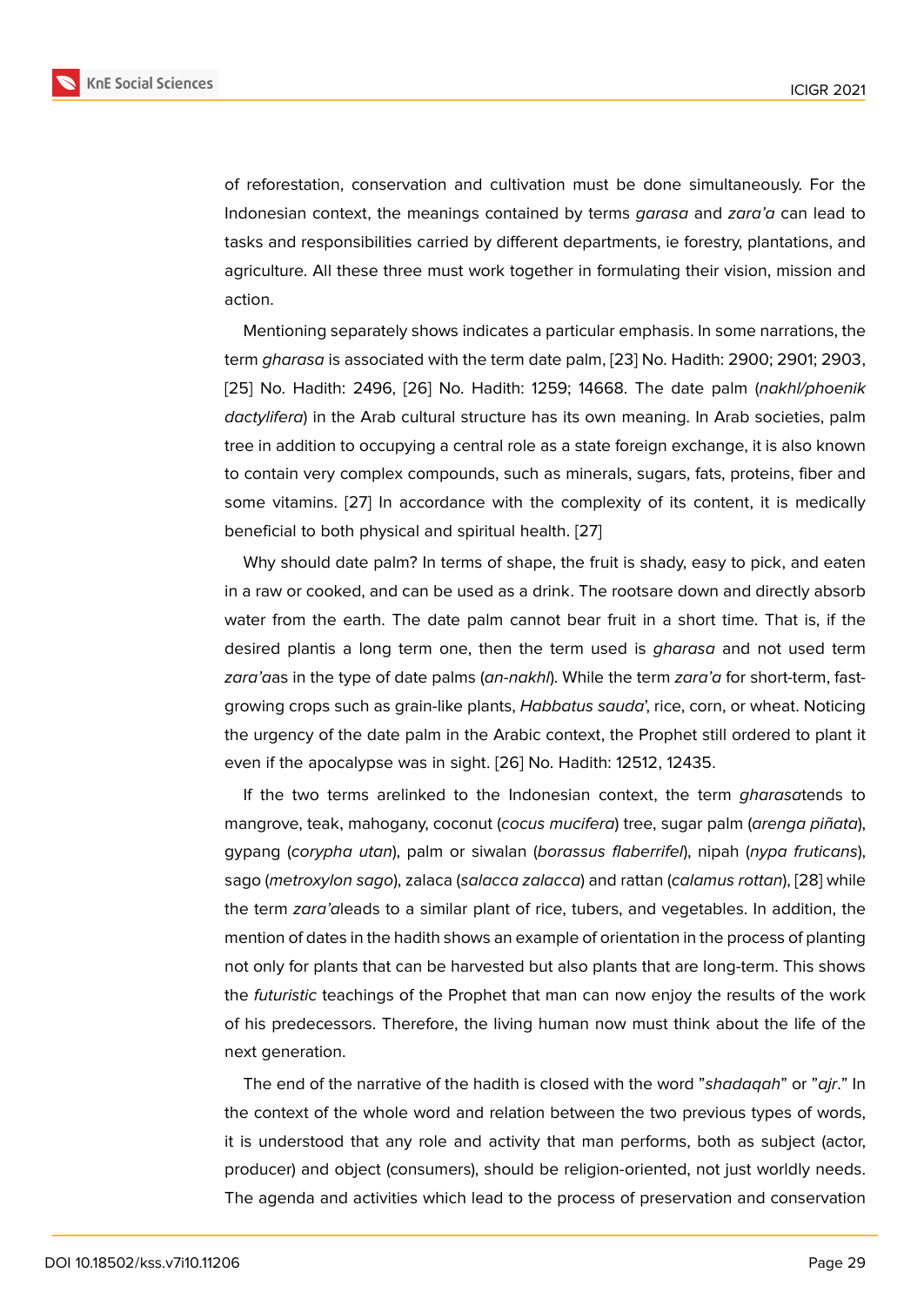of reforestation, conservation and cultivation must be done simultaneously. For the Indonesian context, the meanings contained by terms *garasa* and *zara'a* can lead to tasks and responsibilities carried by different departments, ie forestry, plantations, and agriculture. All these three must work together in formulating their vision, mission and action.

Mentioning separately shows indicates a particular emphasis. In some narrations, the term *gharasa* is associated with the term date palm, [23] No. Hadith: 2900; 2901; 2903, [25] No. Hadith: 2496, [26] No. Hadith: 1259; 14668. The date palm (*nakhl/phoenik dactylifera*) in the Arab cultural structure has its own meaning. In Arab societies, palm tree in addition to occupying a central role as a state foreign exchange, it is also known to contain very complex compounds, such as minerals, sugars, fats, proteins, fiber and some vitamins. [27] In accordance with the complexity of its content, it is medically beneficial to both physical and spiritual health. [27]

Why should date palm? In terms of shape, the fruit is shady, easy to pick, and eaten in a raw or cooked, and can be used as a drink. The rootsare down and directly absorb water from the earth. The date palm cannot bear fruit in a short time. That is, if the desired plantis a long term one, then the term used is *gharasa* and not used term *zara'a*as in the type of date palms (*an-nakhl*). While the term *zara'a* for short-term, fast-growing crops such as grain-like plants, *Habbatus sauda*', rice, corn, or wheat. Noticing the urgency of the date palm in the Arabic context, the Prophet still ordered to plant it even if the apocalypse was in sight. [26] No. Hadith: 12512, 12435.

If the two terms arelinked to the Indonesian context, the term *gharasa*tends to mangrove, teak, mahogany, coconut (*cocus mucifera*) tree, sugar palm (*arenga piñata*), gypang (*corypha utan*), palm or siwalan (*borassus flaberrifel*), nipah (*nypa fruticans*), sago (*metroxylon sago*), zalaca (*salacca zalacca*) and rattan (*calamus rottan*), [28] while the term *zara'a*leads to a similar plant of rice, tubers, and vegetables. In addition, the mention of dates in the hadith shows an example of orientation in the process of planting not only for plants that can be harvested but also plants that are long-term. This shows the *futuristic* teachings of the Prophet that man can now enjoy the results of the work of his predecessors. Therefore, the living human now must think about the life of the next generation.

The end of the narrative of the hadith is closed with the word "*shadaqah*" or "*ajr*." In the context of the whole word and relation between the two previous types of words, it is understood that any role and activity that man performs, both as subject (actor, producer) and object (consumers), should be religion-oriented, not just worldly needs. The agenda and activities which lead to the process of preservation and conservation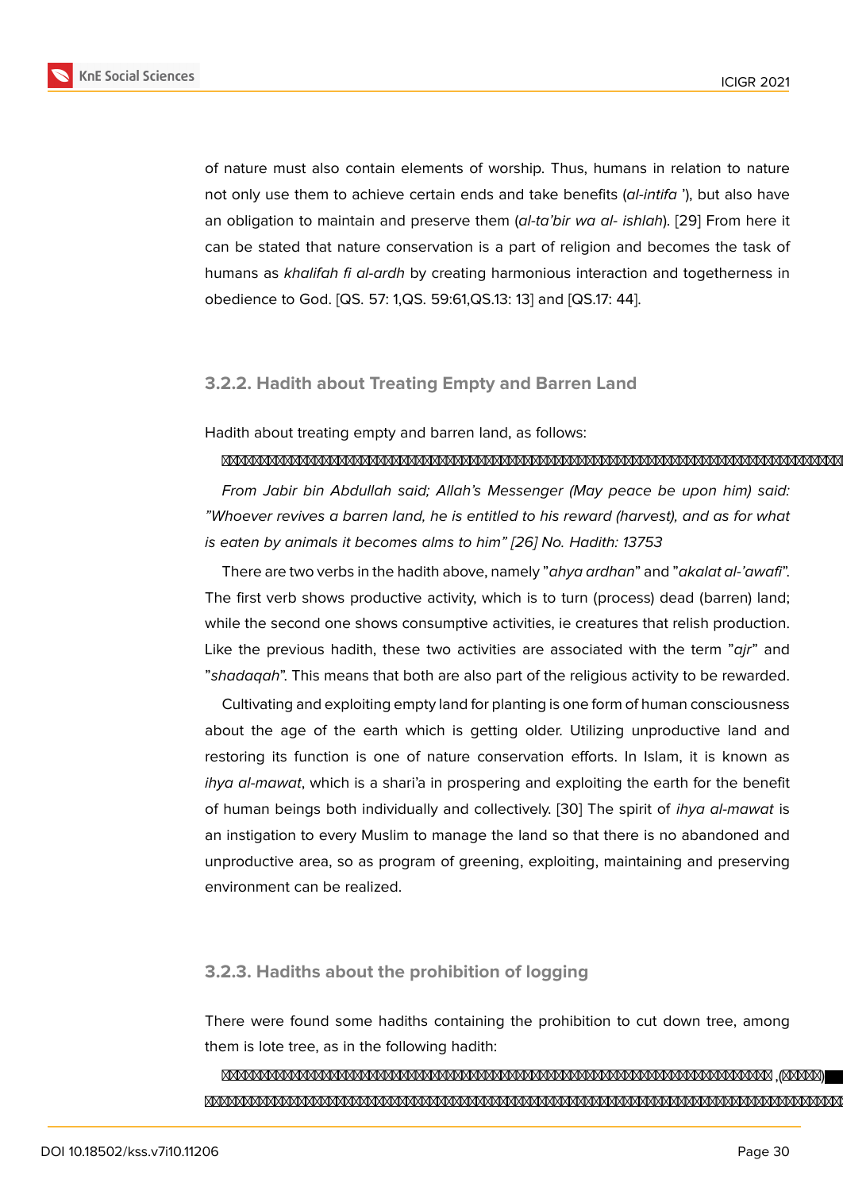of nature must also contain elements of worship. Thus, humans in relation to nature not only use them to achieve certain ends and take benefits (*al-intifa '*), but also have an obligation to maintain and preserve them (*al-ta'bir wa al- ishlah*). [29] From here it can be stated that nature conservation is a part of religion and becomes the task of humans as *khalifah fi al-ardh* by creating harmonious interaction and togetherness in obedience to God. [QS. 57: 1,QS. 59:61,QS.13: 13] and [QS.17: 44].

### 3.2.2. Hadith about Treating Empty and Barren Land

Hadith about treating empty and barren land, as follows:

*From Jabir bin Abdullah said; Allah's Messenger (May peace be upon him) said: "Whoever revives a barren land, he is entitled to his reward (harvest), and as for what is eaten by animals it becomes alms to him" [26] No. Hadith: 13753*

There are two verbs in the hadith above, namely "*ahya ardhan*" and "*akalat al-'awafi*". The first verb shows productive activity, which is to turn (process) dead (barren) land; while the second one shows consumptive activities, ie creatures that relish production. Like the previous hadith, these two activities are associated with the term "*ajr*" and "*shadaqah*". This means that both are also part of the religious activity to be rewarded.

Cultivating and exploiting empty land for planting is one form of human consciousness about the age of the earth which is getting older. Utilizing unproductive land and restoring its function is one of nature conservation efforts. In Islam, it is known as *ihya al-mawat*, which is a shari'a in prospering and exploiting the earth for the benefit of human beings both individually and collectively. [30] The spirit of *ihya al-mawat* is an instigation to every Muslim to manage the land so that there is no abandoned and unproductive area, so as program of greening, exploiting, maintaining and preserving environment can be realized.

### 3.2.3. Hadiths about the prohibition of logging

There were found some hadiths containing the prohibition to cut down tree, among them is lote tree, as in the following hadith: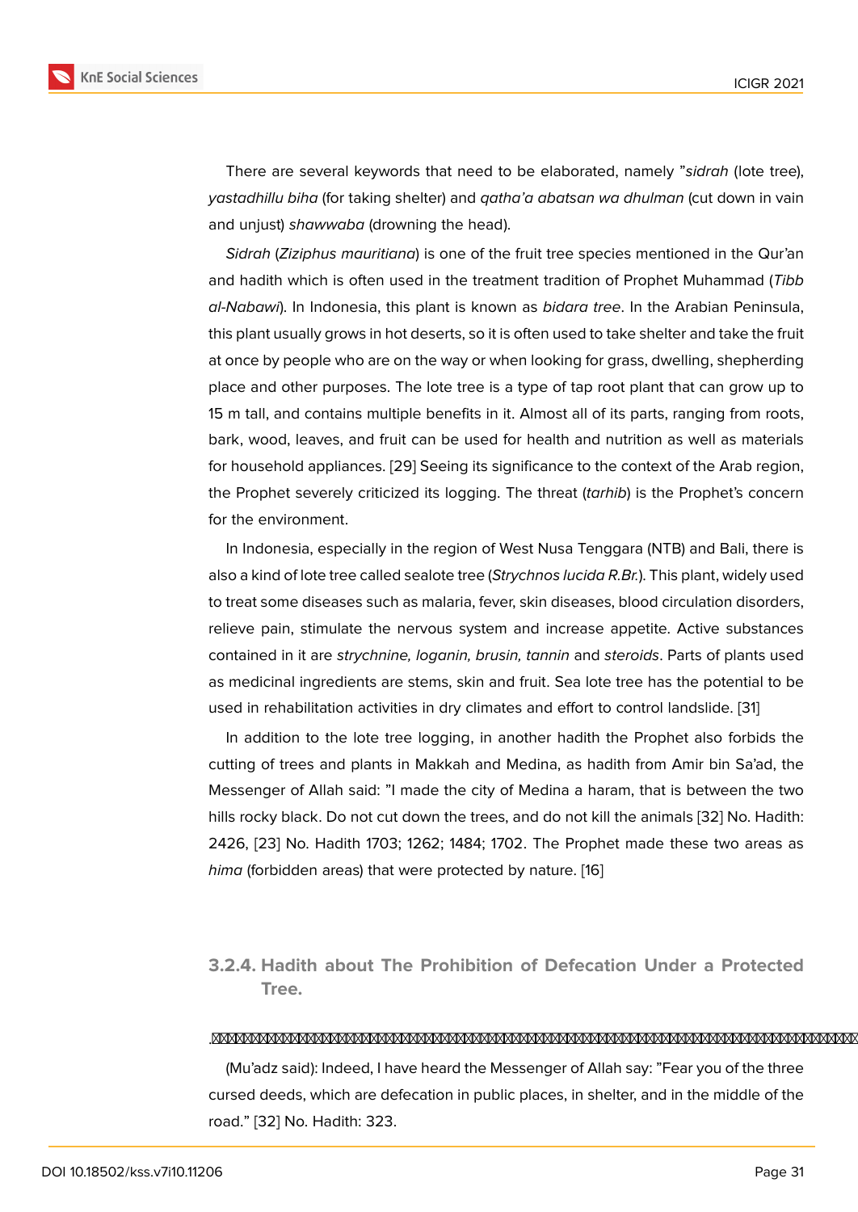There are several keywords that need to be elaborated, namely "*sidrah* (lote tree), *yastadhillu biha* (for taking shelter) and *qatha'a abatsan wa dhulman* (cut down in vain and unjust) *shawwaba* (drowning the head).

*Sidrah* (*Ziziphus mauritiana*) is one of the fruit tree species mentioned in the Qur'an and hadith which is often used in the treatment tradition of Prophet Muhammad (*Tibb al-Nabawi*). In Indonesia, this plant is known as *bidara tree*. In the Arabian Peninsula, this plant usually grows in hot deserts, so it is often used to take shelter and take the fruit at once by people who are on the way or when looking for grass, dwelling, shepherding place and other purposes. The lote tree is a type of tap root plant that can grow up to 15 m tall, and contains multiple benefits in it. Almost all of its parts, ranging from roots, bark, wood, leaves, and fruit can be used for health and nutrition as well as materials for household appliances. [29] Seeing its significance to the context of the Arab region, the Prophet severely criticized its logging. The threat (*tarhib*) is the Prophet's concern for the environment.

In Indonesia, especially in the region of West Nusa Tenggara (NTB) and Bali, there is also a kind of lote tree called sealote tree (*Strychnos lucida R.Br.*). This plant, widely used to treat some diseases such as malaria, fever, skin diseases, blood circulation disorders, relieve pain, stimulate the nervous system and increase appetite. Active substances contained in it are *strychnine, loganin, brusin, tannin* and *steroids*. Parts of plants used as medicinal ingredients are stems, skin and fruit. Sea lote tree has the potential to be used in rehabilitation activities in dry climates and effort to control landslide. [31]

In addition to the lote tree logging, in another hadith the Prophet also forbids the cutting of trees and plants in Makkah and Medina, as hadith from Amir bin Sa'ad, the Messenger of Allah said: "I made the city of Medina a haram, that is between the two hills rocky black. Do not cut down the trees, and do not kill the animals [32] No. Hadith: 2426, [23] No. Hadith 1703; 1262; 1484; 1702. The Prophet made these two areas as *hima* (forbidden areas) that were protected by nature. [16]

### 3.2.4. Hadith about The Prohibition of Defecation Under a Protected Tree.

(Mu'adz said): Indeed, I have heard the Messenger of Allah say: "Fear you of the three cursed deeds, which are defecation in public places, in shelter, and in the middle of the road." [32] No. Hadith: 323.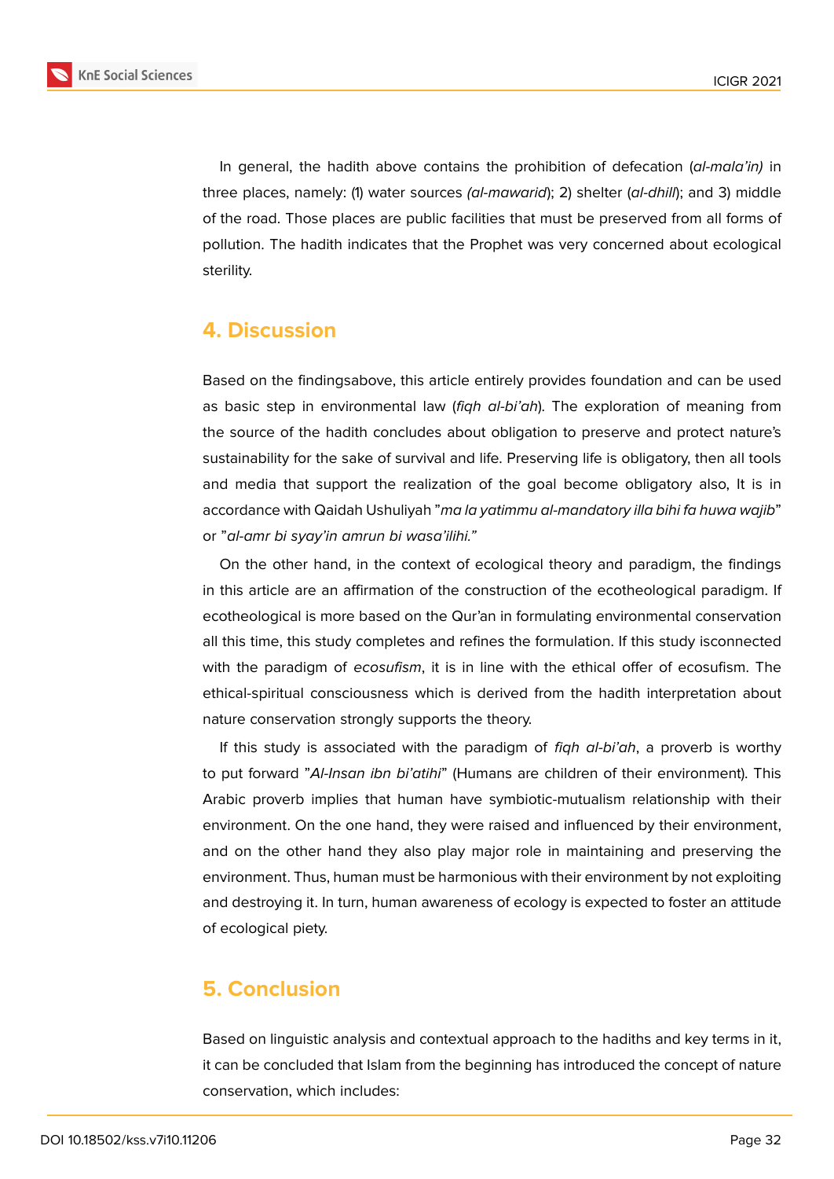In general, the hadith above contains the prohibition of defecation (*al-mala'in)* in three places, namely: (1) water sources *(al-mawarid*); 2) shelter (*al-dhill*); and 3) middle of the road. Those places are public facilities that must be preserved from all forms of pollution. The hadith indicates that the Prophet was very concerned about ecological sterility.

## 4. Discussion

Based on the findingsabove, this article entirely provides foundation and can be used as basic step in environmental law (*fiqh al-bi'ah*). The exploration of meaning from the source of the hadith concludes about obligation to preserve and protect nature's sustainability for the sake of survival and life. Preserving life is obligatory, then all tools and media that support the realization of the goal become obligatory also, It is in accordance with Qaidah Ushuliyah "*ma la yatimmu al-mandatory illa bihi fa huwa wajib*" or "*al-amr bi syay'in amrun bi wasa'ilihi."*

On the other hand, in the context of ecological theory and paradigm, the findings in this article are an affirmation of the construction of the ecotheological paradigm. If ecotheological is more based on the Qur'an in formulating environmental conservation all this time, this study completes and refines the formulation. If this study isconnected with the paradigm of *ecosufism*, it is in line with the ethical offer of ecosufism. The ethical-spiritual consciousness which is derived from the hadith interpretation about nature conservation strongly supports the theory.

If this study is associated with the paradigm of *fiqh al-bi'ah*, a proverb is worthy to put forward "*Al-Insan ibn bi'atihi*" (Humans are children of their environment). This Arabic proverb implies that human have symbiotic-mutualism relationship with their environment. On the one hand, they were raised and influenced by their environment, and on the other hand they also play major role in maintaining and preserving the environment. Thus, human must be harmonious with their environment by not exploiting and destroying it. In turn, human awareness of ecology is expected to foster an attitude of ecological piety.

## 5. Conclusion

Based on linguistic analysis and contextual approach to the hadiths and key terms in it, it can be concluded that Islam from the beginning has introduced the concept of nature conservation, which includes: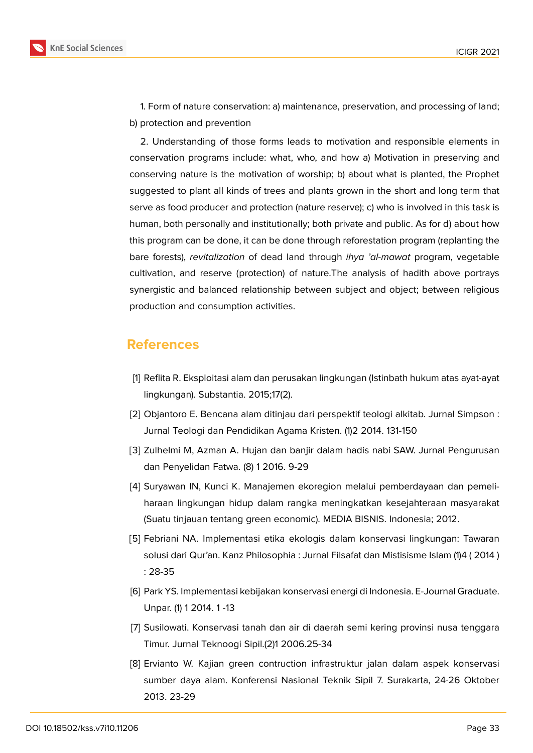1. Form of nature conservation: a) maintenance, preservation, and processing of land; b) protection and prevention

2. Understanding of those forms leads to motivation and responsible elements in conservation programs include: what, who, and how a) Motivation in preserving and conserving nature is the motivation of worship; b) about what is planted, the Prophet suggested to plant all kinds of trees and plants grown in the short and long term that serve as food producer and protection (nature reserve); c) who is involved in this task is human, both personally and institutionally; both private and public. As for d) about how this program can be done, it can be done through reforestation program (replanting the bare forests), *revitalization* of dead land through *ihya 'al-mawat* program, vegetable cultivation, and reserve (protection) of nature.The analysis of hadith above portrays synergistic and balanced relationship between subject and object; between religious production and consumption activities.

## References

[1] Reflita R. Eksploitasi alam dan perusakan lingkungan (Istinbath hukum atas ayat-ayat lingkungan). Substantia. 2015;17(2).

[2] Objantoro E. Bencana alam ditinjau dari perspektif teologi alkitab. Jurnal Simpson : Jurnal Teologi dan Pendidikan Agama Kristen. (1)2 2014. 131-150

[3] Zulhelmi M, Azman A. Hujan dan banjir dalam hadis nabi SAW. Jurnal Pengurusan dan Penyelidan Fatwa. (8) 1 2016. 9-29

[4] Suryawan IN, Kunci K. Manajemen ekoregion melalui pemberdayaan dan pemeliharaan lingkungan hidup dalam rangka meningkatkan kesejahteraan masyarakat (Suatu tinjauan tentang green economic). MEDIA BISNIS. Indonesia; 2012.

[5] Febriani NA. Implementasi etika ekologis dalam konservasi lingkungan: Tawaran solusi dari Qur'an. Kanz Philosophia : Jurnal Filsafat dan Mistisisme Islam (1)4 ( 2014 ) : 28-35

[6] Park YS. Implementasi kebijakan konservasi energi di Indonesia. E-Journal Graduate. Unpar. (1) 1 2014. 1 -13

[7] Susilowati. Konservasi tanah dan air di daerah semi kering provinsi nusa tenggara Timur. Jurnal Teknoogi Sipil.(2)1 2006.25-34

[8] Ervianto W. Kajian green contruction infrastruktur jalan dalam aspek konservasi sumber daya alam. Konferensi Nasional Teknik Sipil 7. Surakarta, 24-26 Oktober 2013. 23-29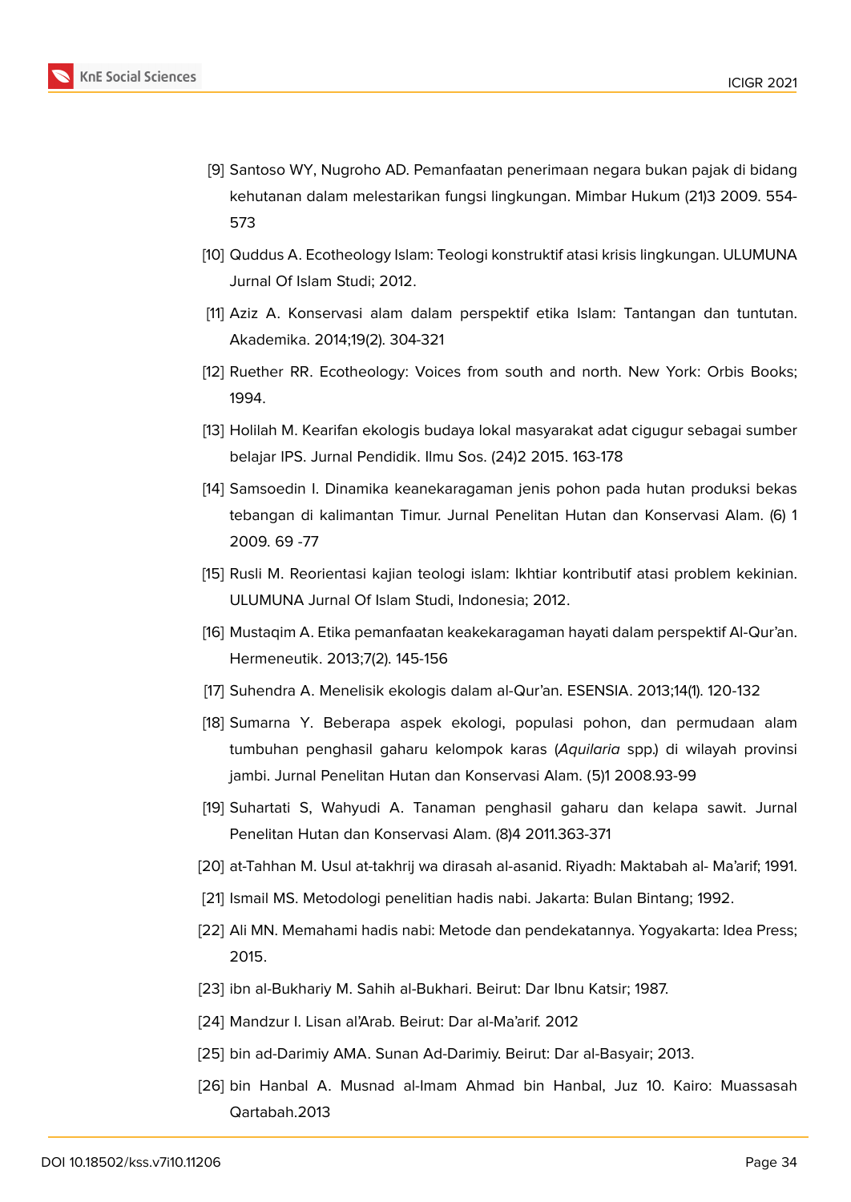[9] Santoso WY, Nugroho AD. Pemanfaatan penerimaan negara bukan pajak di bidang kehutanan dalam melestarikan fungsi lingkungan. Mimbar Hukum (21)3 2009. 554-573

[10] Quddus A. Ecotheology Islam: Teologi konstruktif atasi krisis lingkungan. ULUMUNA Jurnal Of Islam Studi; 2012.

[11] Aziz A. Konservasi alam dalam perspektif etika Islam: Tantangan dan tuntutan. Akademika. 2014;19(2). 304-321

[12] Ruether RR. Ecotheology: Voices from south and north. New York: Orbis Books; 1994.

[13] Holilah M. Kearifan ekologis budaya lokal masyarakat adat cigugur sebagai sumber belajar IPS. Jurnal Pendidik. Ilmu Sos. (24)2 2015. 163-178

[14] Samsoedin I. Dinamika keanekaragaman jenis pohon pada hutan produksi bekas tebangan di kalimantan Timur. Jurnal Penelitan Hutan dan Konservasi Alam. (6) 1 2009. 69 -77

[15] Rusli M. Reorientasi kajian teologi islam: Ikhtiar kontributif atasi problem kekinian. ULUMUNA Jurnal Of Islam Studi, Indonesia; 2012.

[16] Mustaqim A. Etika pemanfaatan keakekaragaman hayati dalam perspektif Al-Qur'an. Hermeneutik. 2013;7(2). 145-156

[17] Suhendra A. Menelisik ekologis dalam al-Qur'an. ESENSIA. 2013;14(1). 120-132

[18] Sumarna Y. Beberapa aspek ekologi, populasi pohon, dan permudaan alam tumbuhan penghasil gaharu kelompok karas (*Aquilaria* spp.) di wilayah provinsi jambi. Jurnal Penelitan Hutan dan Konservasi Alam. (5)1 2008.93-99

[19] Suhartati S, Wahyudi A. Tanaman penghasil gaharu dan kelapa sawit. Jurnal Penelitan Hutan dan Konservasi Alam. (8)4 2011.363-371

[20] at-Tahhan M. Usul at-takhrij wa dirasah al-asanid. Riyadh: Maktabah al- Ma'arif; 1991.

[21] Ismail MS. Metodologi penelitian hadis nabi. Jakarta: Bulan Bintang; 1992.

[22] Ali MN. Memahami hadis nabi: Metode dan pendekatannya. Yogyakarta: Idea Press; 2015.

[23] ibn al-Bukhariy M. Sahih al-Bukhari. Beirut: Dar Ibnu Katsir; 1987.

[24] Mandzur I. Lisan al'Arab. Beirut: Dar al-Ma'arif. 2012

[25] bin ad-Darimiy AMA. Sunan Ad-Darimiy. Beirut: Dar al-Basyair; 2013.

[26] bin Hanbal A. Musnad al-Imam Ahmad bin Hanbal, Juz 10. Kairo: Muassasah Qartabah.2013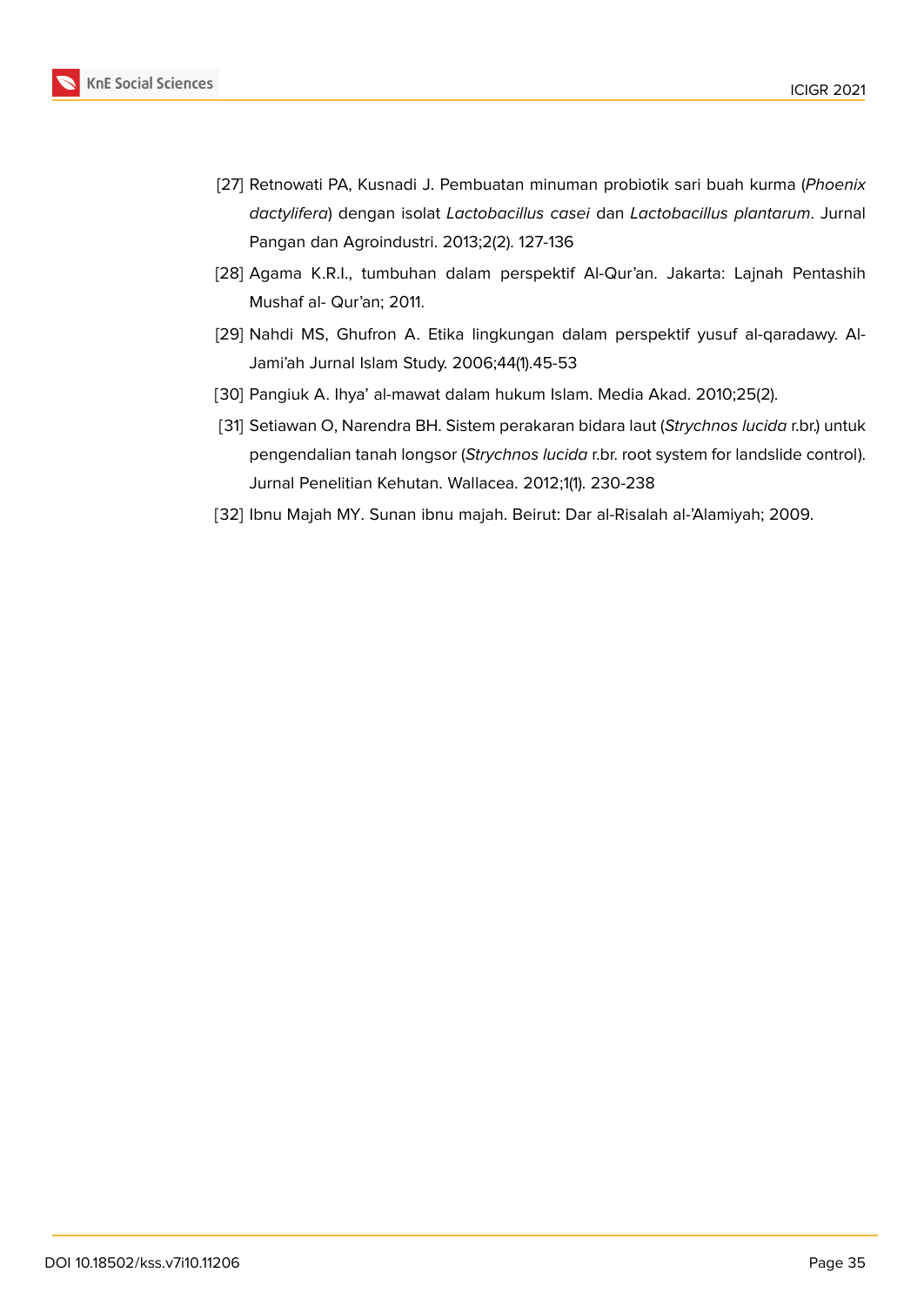[27] Retnowati PA, Kusnadi J. Pembuatan minuman probiotik sari buah kurma (*Phoenix dactylifera*) dengan isolat *Lactobacillus casei* dan *Lactobacillus plantarum*. Jurnal Pangan dan Agroindustri. 2013;2(2). 127-136

[28] Agama K.R.I., tumbuhan dalam perspektif Al-Qur'an. Jakarta: Lajnah Pentashih Mushaf al- Qur'an; 2011.

[29] Nahdi MS, Ghufron A. Etika lingkungan dalam perspektif yusuf al-qaradawy. Al-Jami'ah Jurnal Islam Study. 2006;44(1).45-53

[30] Pangiuk A. Ihya' al-mawat dalam hukum Islam. Media Akad. 2010;25(2).

[31] Setiawan O, Narendra BH. Sistem perakaran bidara laut (*Strychnos lucida* r.br.) untuk pengendalian tanah longsor (*Strychnos lucida* r.br. root system for landslide control). Jurnal Penelitian Kehutan. Wallacea. 2012;1(1). 230-238

[32] Ibnu Majah MY. Sunan ibnu majah. Beirut: Dar al-Risalah al-'Alamiyah; 2009.